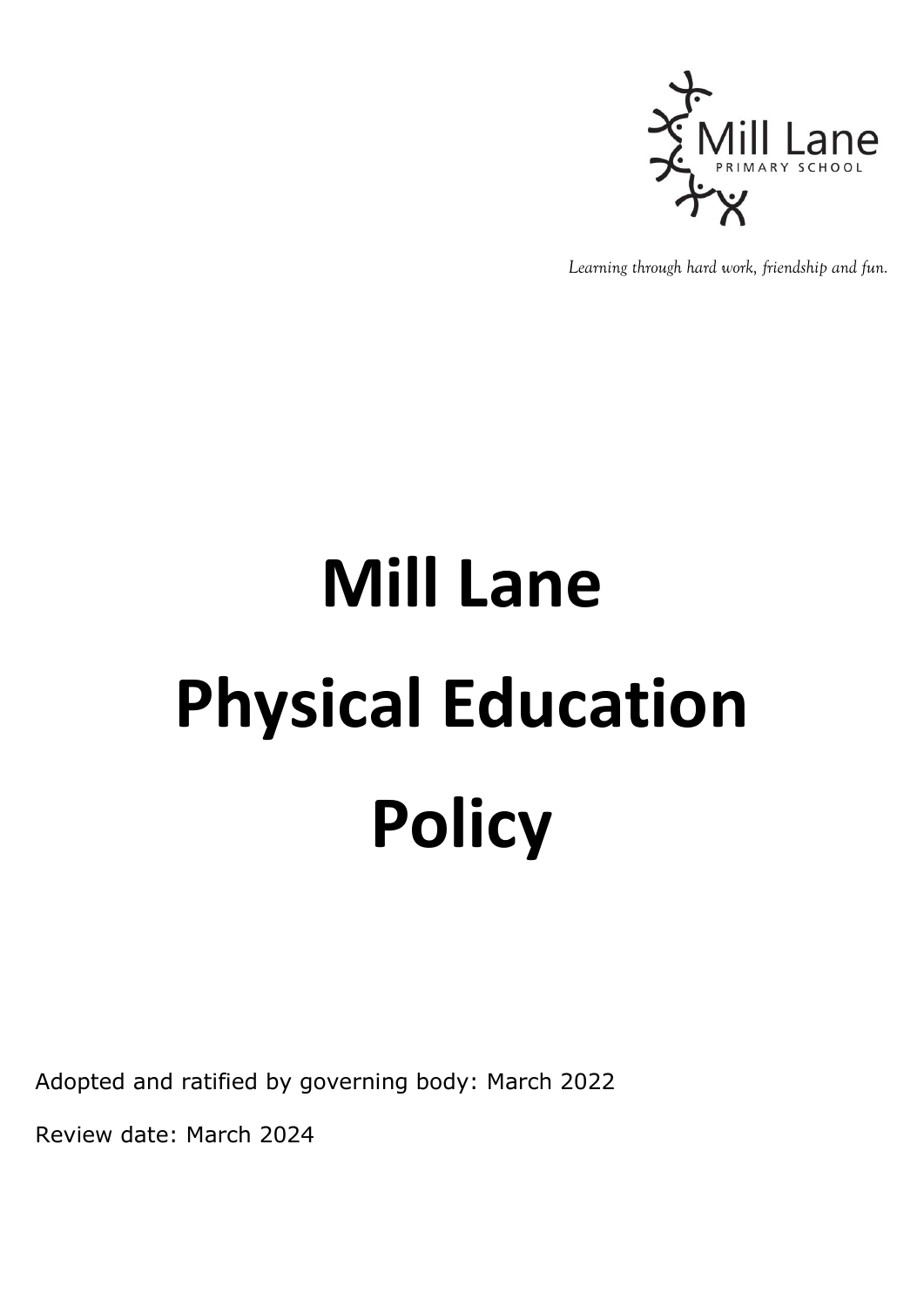Mill Lane

PRIMARY SCHOOL

*Learning through hard work, friendship and fun.*

# Mill Lane Physical Education Policy

Adopted and ratified by governing body: March 2022

Review date: March 2024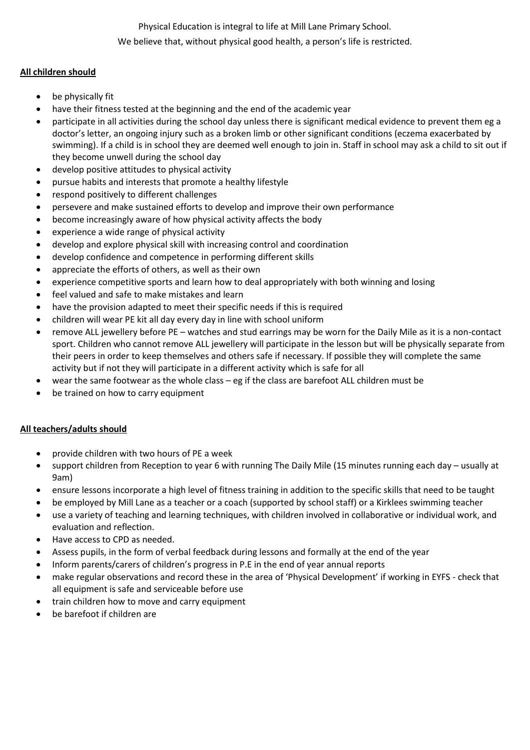Physical Education is integral to life at Mill Lane Primary School.

We believe that, without physical good health, a person's life is restricted.

**All children should**

- be physically fit
- have their fitness tested at the beginning and the end of the academic year
- participate in all activities during the school day unless there is significant medical evidence to prevent them eg a doctor's letter, an ongoing injury such as a broken limb or other significant conditions (eczema exacerbated by swimming). If a child is in school they are deemed well enough to join in. Staff in school may ask a child to sit out if they become unwell during the school day
- develop positive attitudes to physical activity
- pursue habits and interests that promote a healthy lifestyle
- respond positively to different challenges
- persevere and make sustained efforts to develop and improve their own performance
- become increasingly aware of how physical activity affects the body
- experience a wide range of physical activity
- develop and explore physical skill with increasing control and coordination
- develop confidence and competence in performing different skills
- appreciate the efforts of others, as well as their own
- experience competitive sports and learn how to deal appropriately with both winning and losing
- feel valued and safe to make mistakes and learn
- have the provision adapted to meet their specific needs if this is required
- children will wear PE kit all day every day in line with school uniform
- remove ALL jewellery before PE – watches and stud earrings may be worn for the Daily Mile as it is a non-contact sport. Children who cannot remove ALL jewellery will participate in the lesson but will be physically separate from their peers in order to keep themselves and others safe if necessary. If possible they will complete the same activity but if not they will participate in a different activity which is safe for all
- wear the same footwear as the whole class – eg if the class are barefoot ALL children must be
- be trained on how to carry equipment

**All teachers/adults should**

- provide children with two hours of PE a week
- support children from Reception to year 6 with running The Daily Mile (15 minutes running each day – usually at 9am)
- ensure lessons incorporate a high level of fitness training in addition to the specific skills that need to be taught
- be employed by Mill Lane as a teacher or a coach (supported by school staff) or a Kirklees swimming teacher
- use a variety of teaching and learning techniques, with children involved in collaborative or individual work, and evaluation and reflection.
- Have access to CPD as needed.
- Assess pupils, in the form of verbal feedback during lessons and formally at the end of the year
- Inform parents/carers of children's progress in P.E in the end of year annual reports
- make regular observations and record these in the area of 'Physical Development' if working in EYFS - check that all equipment is safe and serviceable before use
- train children how to move and carry equipment
- be barefoot if children are